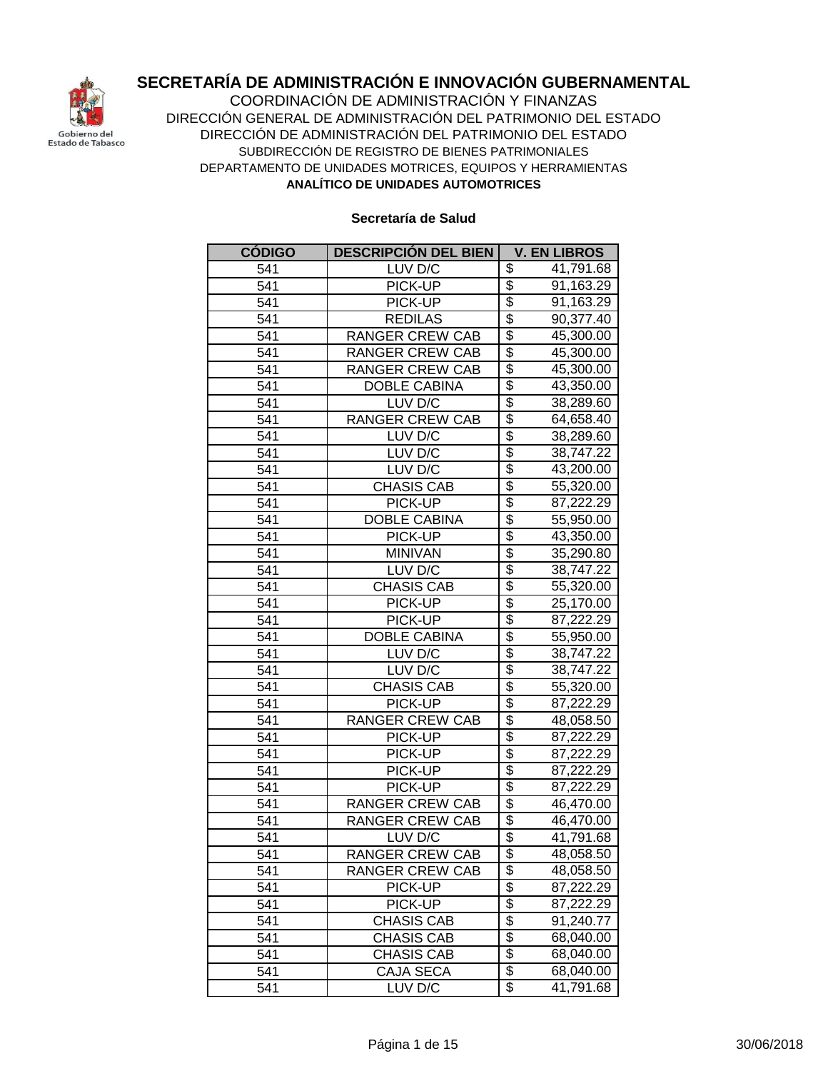# SECRETARÍA DE ADMINISTRACIÓN E INNOVACIÓN GUBERNAMENTAL

COORDINACIÓN DE ADMINISTRACIÓN Y FINANZAS

DIRECCIÓN GENERAL DE ADMINISTRACIÓN DEL PATRIMONIO DEL ESTADO

DIRECCIÓN DE ADMINISTRACIÓN DEL PATRIMONIO DEL ESTADO

SUBDIRECCIÓN DE REGISTRO DE BIENES PATRIMONIALES

DEPARTAMENTO DE UNIDADES MOTRICES, EQUIPOS Y HERRAMIENTAS

**ANALÍTICO DE UNIDADES AUTOMOTRICES**

**Secretaría de Salud**

| CÓDIGO | DESCRIPCIÓN DEL BIEN | V. EN LIBROS |
|---|---|---|
| 541 | LUV D/C | $ 41,791.68 |
| 541 | PICK-UP | $ 91,163.29 |
| 541 | PICK-UP | $ 91,163.29 |
| 541 | REDILAS | $ 90,377.40 |
| 541 | RANGER CREW CAB | $ 45,300.00 |
| 541 | RANGER CREW CAB | $ 45,300.00 |
| 541 | RANGER CREW CAB | $ 45,300.00 |
| 541 | DOBLE CABINA | $ 43,350.00 |
| 541 | LUV D/C | $ 38,289.60 |
| 541 | RANGER CREW CAB | $ 64,658.40 |
| 541 | LUV D/C | $ 38,289.60 |
| 541 | LUV D/C | $ 38,747.22 |
| 541 | LUV D/C | $ 43,200.00 |
| 541 | CHASIS CAB | $ 55,320.00 |
| 541 | PICK-UP | $ 87,222.29 |
| 541 | DOBLE CABINA | $ 55,950.00 |
| 541 | PICK-UP | $ 43,350.00 |
| 541 | MINIVAN | $ 35,290.80 |
| 541 | LUV D/C | $ 38,747.22 |
| 541 | CHASIS CAB | $ 55,320.00 |
| 541 | PICK-UP | $ 25,170.00 |
| 541 | PICK-UP | $ 87,222.29 |
| 541 | DOBLE CABINA | $ 55,950.00 |
| 541 | LUV D/C | $ 38,747.22 |
| 541 | LUV D/C | $ 38,747.22 |
| 541 | CHASIS CAB | $ 55,320.00 |
| 541 | PICK-UP | $ 87,222.29 |
| 541 | RANGER CREW CAB | $ 48,058.50 |
| 541 | PICK-UP | $ 87,222.29 |
| 541 | PICK-UP | $ 87,222.29 |
| 541 | PICK-UP | $ 87,222.29 |
| 541 | PICK-UP | $ 87,222.29 |
| 541 | RANGER CREW CAB | $ 46,470.00 |
| 541 | RANGER CREW CAB | $ 46,470.00 |
| 541 | LUV D/C | $ 41,791.68 |
| 541 | RANGER CREW CAB | $ 48,058.50 |
| 541 | RANGER CREW CAB | $ 48,058.50 |
| 541 | PICK-UP | $ 87,222.29 |
| 541 | PICK-UP | $ 87,222.29 |
| 541 | CHASIS CAB | $ 91,240.77 |
| 541 | CHASIS CAB | $ 68,040.00 |
| 541 | CHASIS CAB | $ 68,040.00 |
| 541 | CAJA SECA | $ 68,040.00 |
| 541 | LUV D/C | $ 41,791.68 |

30/06/2018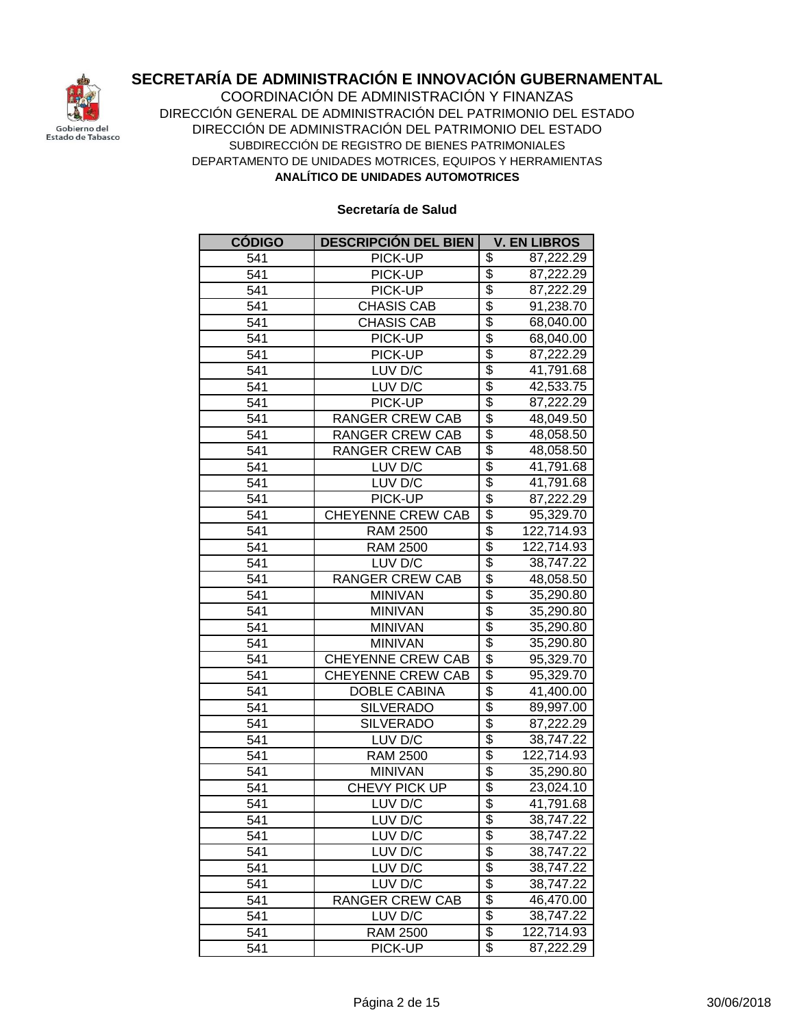# SECRETARÍA DE ADMINISTRACIÓN E INNOVACIÓN GUBERNAMENTAL

COORDINACIÓN DE ADMINISTRACIÓN Y FINANZAS
DIRECCIÓN GENERAL DE ADMINISTRACIÓN DEL PATRIMONIO DEL ESTADO
DIRECCIÓN DE ADMINISTRACIÓN DEL PATRIMONIO DEL ESTADO
SUBDIRECCIÓN DE REGISTRO DE BIENES PATRIMONIALES
DEPARTAMENTO DE UNIDADES MOTRICES, EQUIPOS Y HERRAMIENTAS
**ANALÍTICO DE UNIDADES AUTOMOTRICES**

**Secretaría de Salud**

| CÓDIGO | DESCRIPCIÓN DEL BIEN | V. EN LIBROS |
|---|---|---|
| 541 | PICK-UP | $ 87,222.29 |
| 541 | PICK-UP | $ 87,222.29 |
| 541 | PICK-UP | $ 87,222.29 |
| 541 | CHASIS CAB | $ 91,238.70 |
| 541 | CHASIS CAB | $ 68,040.00 |
| 541 | PICK-UP | $ 68,040.00 |
| 541 | PICK-UP | $ 87,222.29 |
| 541 | LUV D/C | $ 41,791.68 |
| 541 | LUV D/C | $ 42,533.75 |
| 541 | PICK-UP | $ 87,222.29 |
| 541 | RANGER CREW CAB | $ 48,049.50 |
| 541 | RANGER CREW CAB | $ 48,058.50 |
| 541 | RANGER CREW CAB | $ 48,058.50 |
| 541 | LUV D/C | $ 41,791.68 |
| 541 | LUV D/C | $ 41,791.68 |
| 541 | PICK-UP | $ 87,222.29 |
| 541 | CHEYENNE CREW CAB | $ 95,329.70 |
| 541 | RAM 2500 | $ 122,714.93 |
| 541 | RAM 2500 | $ 122,714.93 |
| 541 | LUV D/C | $ 38,747.22 |
| 541 | RANGER CREW CAB | $ 48,058.50 |
| 541 | MINIVAN | $ 35,290.80 |
| 541 | MINIVAN | $ 35,290.80 |
| 541 | MINIVAN | $ 35,290.80 |
| 541 | MINIVAN | $ 35,290.80 |
| 541 | CHEYENNE CREW CAB | $ 95,329.70 |
| 541 | CHEYENNE CREW CAB | $ 95,329.70 |
| 541 | DOBLE CABINA | $ 41,400.00 |
| 541 | SILVERADO | $ 89,997.00 |
| 541 | SILVERADO | $ 87,222.29 |
| 541 | LUV D/C | $ 38,747.22 |
| 541 | RAM 2500 | $ 122,714.93 |
| 541 | MINIVAN | $ 35,290.80 |
| 541 | CHEVY PICK UP | $ 23,024.10 |
| 541 | LUV D/C | $ 41,791.68 |
| 541 | LUV D/C | $ 38,747.22 |
| 541 | LUV D/C | $ 38,747.22 |
| 541 | LUV D/C | $ 38,747.22 |
| 541 | LUV D/C | $ 38,747.22 |
| 541 | LUV D/C | $ 38,747.22 |
| 541 | RANGER CREW CAB | $ 46,470.00 |
| 541 | LUV D/C | $ 38,747.22 |
| 541 | RAM 2500 | $ 122,714.93 |
| 541 | PICK-UP | $ 87,222.29 |

30/06/2018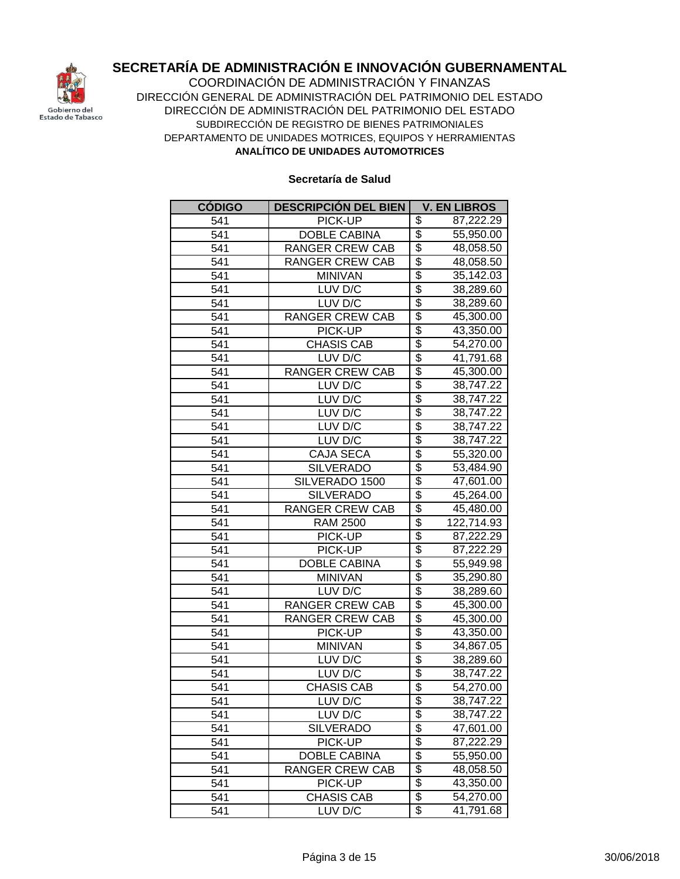# SECRETARÍA DE ADMINISTRACIÓN E INNOVACIÓN GUBERNAMENTAL

COORDINACIÓN DE ADMINISTRACIÓN Y FINANZAS
DIRECCIÓN GENERAL DE ADMINISTRACIÓN DEL PATRIMONIO DEL ESTADO
DIRECCIÓN DE ADMINISTRACIÓN DEL PATRIMONIO DEL ESTADO
SUBDIRECCIÓN DE REGISTRO DE BIENES PATRIMONIALES
DEPARTAMENTO DE UNIDADES MOTRICES, EQUIPOS Y HERRAMIENTAS

**ANALÍTICO DE UNIDADES AUTOMOTRICES**

**Secretaría de Salud**

| CÓDIGO | DESCRIPCIÓN DEL BIEN | V. EN LIBROS |
|---|---|---|
| 541 | PICK-UP | $ 87,222.29 |
| 541 | DOBLE CABINA | $ 55,950.00 |
| 541 | RANGER CREW CAB | $ 48,058.50 |
| 541 | RANGER CREW CAB | $ 48,058.50 |
| 541 | MINIVAN | $ 35,142.03 |
| 541 | LUV D/C | $ 38,289.60 |
| 541 | LUV D/C | $ 38,289.60 |
| 541 | RANGER CREW CAB | $ 45,300.00 |
| 541 | PICK-UP | $ 43,350.00 |
| 541 | CHASIS CAB | $ 54,270.00 |
| 541 | LUV D/C | $ 41,791.68 |
| 541 | RANGER CREW CAB | $ 45,300.00 |
| 541 | LUV D/C | $ 38,747.22 |
| 541 | LUV D/C | $ 38,747.22 |
| 541 | LUV D/C | $ 38,747.22 |
| 541 | LUV D/C | $ 38,747.22 |
| 541 | LUV D/C | $ 38,747.22 |
| 541 | CAJA SECA | $ 55,320.00 |
| 541 | SILVERADO | $ 53,484.90 |
| 541 | SILVERADO 1500 | $ 47,601.00 |
| 541 | SILVERADO | $ 45,264.00 |
| 541 | RANGER CREW CAB | $ 45,480.00 |
| 541 | RAM 2500 | $ 122,714.93 |
| 541 | PICK-UP | $ 87,222.29 |
| 541 | PICK-UP | $ 87,222.29 |
| 541 | DOBLE CABINA | $ 55,949.98 |
| 541 | MINIVAN | $ 35,290.80 |
| 541 | LUV D/C | $ 38,289.60 |
| 541 | RANGER CREW CAB | $ 45,300.00 |
| 541 | RANGER CREW CAB | $ 45,300.00 |
| 541 | PICK-UP | $ 43,350.00 |
| 541 | MINIVAN | $ 34,867.05 |
| 541 | LUV D/C | $ 38,289.60 |
| 541 | LUV D/C | $ 38,747.22 |
| 541 | CHASIS CAB | $ 54,270.00 |
| 541 | LUV D/C | $ 38,747.22 |
| 541 | LUV D/C | $ 38,747.22 |
| 541 | SILVERADO | $ 47,601.00 |
| 541 | PICK-UP | $ 87,222.29 |
| 541 | DOBLE CABINA | $ 55,950.00 |
| 541 | RANGER CREW CAB | $ 48,058.50 |
| 541 | PICK-UP | $ 43,350.00 |
| 541 | CHASIS CAB | $ 54,270.00 |
| 541 | LUV D/C | $ 41,791.68 |

30/06/2018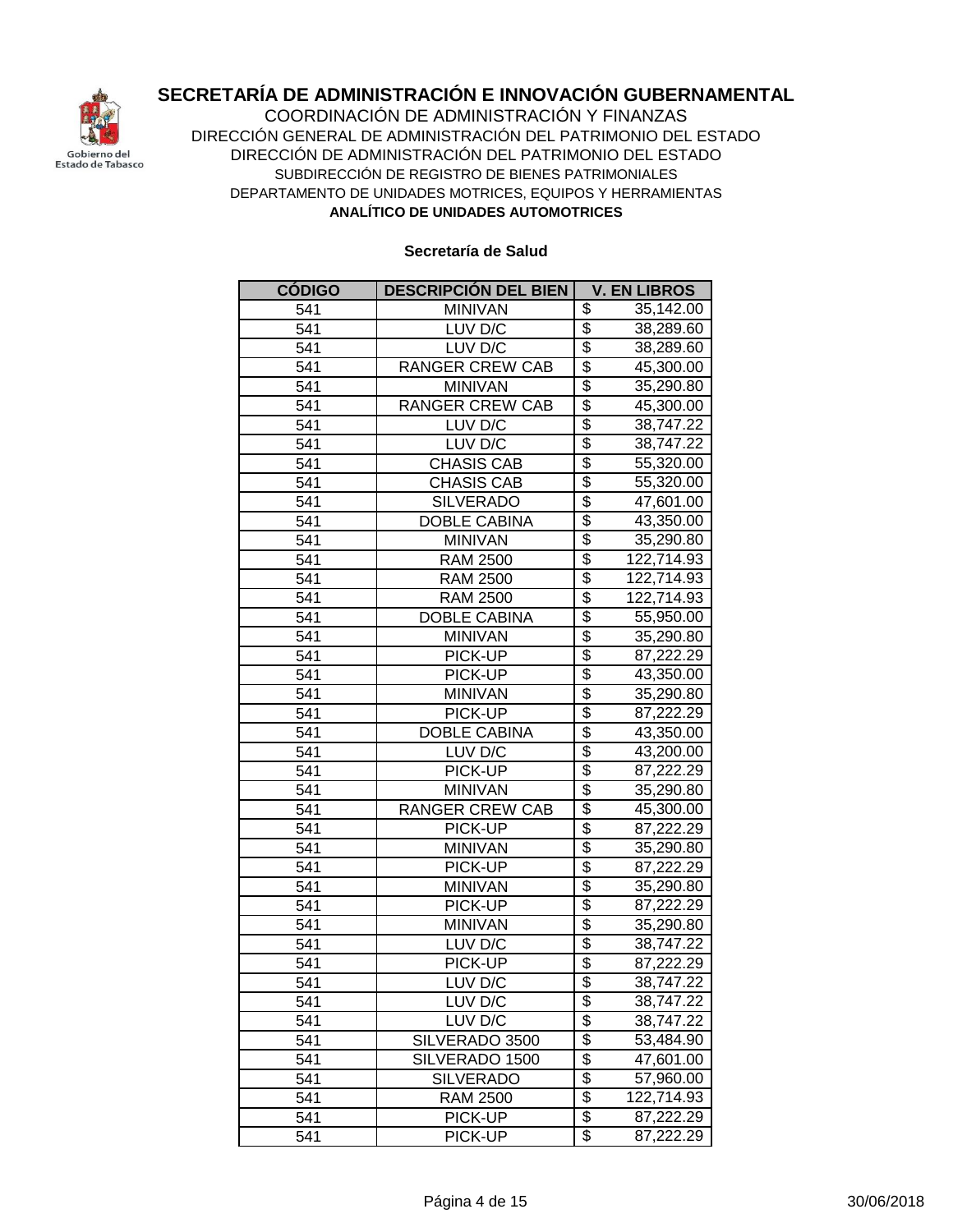# SECRETARÍA DE ADMINISTRACIÓN E INNOVACIÓN GUBERNAMENTAL

COORDINACIÓN DE ADMINISTRACIÓN Y FINANZAS
DIRECCIÓN GENERAL DE ADMINISTRACIÓN DEL PATRIMONIO DEL ESTADO
DIRECCIÓN DE ADMINISTRACIÓN DEL PATRIMONIO DEL ESTADO
SUBDIRECCIÓN DE REGISTRO DE BIENES PATRIMONIALES
DEPARTAMENTO DE UNIDADES MOTRICES, EQUIPOS Y HERRAMIENTAS

**ANALÍTICO DE UNIDADES AUTOMOTRICES**

**Secretaría de Salud**

| CÓDIGO | DESCRIPCIÓN DEL BIEN | V. EN LIBROS |
|---|---|---|
| 541 | MINIVAN | $ 35,142.00 |
| 541 | LUV D/C | $ 38,289.60 |
| 541 | LUV D/C | $ 38,289.60 |
| 541 | RANGER CREW CAB | $ 45,300.00 |
| 541 | MINIVAN | $ 35,290.80 |
| 541 | RANGER CREW CAB | $ 45,300.00 |
| 541 | LUV D/C | $ 38,747.22 |
| 541 | LUV D/C | $ 38,747.22 |
| 541 | CHASIS CAB | $ 55,320.00 |
| 541 | CHASIS CAB | $ 55,320.00 |
| 541 | SILVERADO | $ 47,601.00 |
| 541 | DOBLE CABINA | $ 43,350.00 |
| 541 | MINIVAN | $ 35,290.80 |
| 541 | RAM 2500 | $ 122,714.93 |
| 541 | RAM 2500 | $ 122,714.93 |
| 541 | RAM 2500 | $ 122,714.93 |
| 541 | DOBLE CABINA | $ 55,950.00 |
| 541 | MINIVAN | $ 35,290.80 |
| 541 | PICK-UP | $ 87,222.29 |
| 541 | PICK-UP | $ 43,350.00 |
| 541 | MINIVAN | $ 35,290.80 |
| 541 | PICK-UP | $ 87,222.29 |
| 541 | DOBLE CABINA | $ 43,350.00 |
| 541 | LUV D/C | $ 43,200.00 |
| 541 | PICK-UP | $ 87,222.29 |
| 541 | MINIVAN | $ 35,290.80 |
| 541 | RANGER CREW CAB | $ 45,300.00 |
| 541 | PICK-UP | $ 87,222.29 |
| 541 | MINIVAN | $ 35,290.80 |
| 541 | PICK-UP | $ 87,222.29 |
| 541 | MINIVAN | $ 35,290.80 |
| 541 | PICK-UP | $ 87,222.29 |
| 541 | MINIVAN | $ 35,290.80 |
| 541 | LUV D/C | $ 38,747.22 |
| 541 | PICK-UP | $ 87,222.29 |
| 541 | LUV D/C | $ 38,747.22 |
| 541 | LUV D/C | $ 38,747.22 |
| 541 | LUV D/C | $ 38,747.22 |
| 541 | SILVERADO 3500 | $ 53,484.90 |
| 541 | SILVERADO 1500 | $ 47,601.00 |
| 541 | SILVERADO | $ 57,960.00 |
| 541 | RAM 2500 | $ 122,714.93 |
| 541 | PICK-UP | $ 87,222.29 |
| 541 | PICK-UP | $ 87,222.29 |

30/06/2018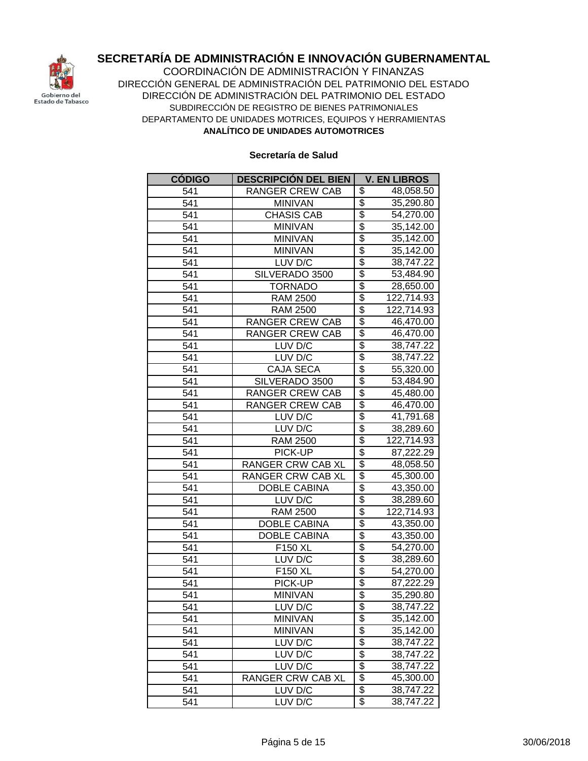# SECRETARÍA DE ADMINISTRACIÓN E INNOVACIÓN GUBERNAMENTAL

COORDINACIÓN DE ADMINISTRACIÓN Y FINANZAS
DIRECCIÓN GENERAL DE ADMINISTRACIÓN DEL PATRIMONIO DEL ESTADO
DIRECCIÓN DE ADMINISTRACIÓN DEL PATRIMONIO DEL ESTADO
SUBDIRECCIÓN DE REGISTRO DE BIENES PATRIMONIALES
DEPARTAMENTO DE UNIDADES MOTRICES, EQUIPOS Y HERRAMIENTAS
**ANALÍTICO DE UNIDADES AUTOMOTRICES**

**Secretaría de Salud**

| CÓDIGO | DESCRIPCIÓN DEL BIEN | V. EN LIBROS |
|---|---|---|
| 541 | RANGER CREW CAB | $ 48,058.50 |
| 541 | MINIVAN | $ 35,290.80 |
| 541 | CHASIS CAB | $ 54,270.00 |
| 541 | MINIVAN | $ 35,142.00 |
| 541 | MINIVAN | $ 35,142.00 |
| 541 | MINIVAN | $ 35,142.00 |
| 541 | LUV D/C | $ 38,747.22 |
| 541 | SILVERADO 3500 | $ 53,484.90 |
| 541 | TORNADO | $ 28,650.00 |
| 541 | RAM 2500 | $ 122,714.93 |
| 541 | RAM 2500 | $ 122,714.93 |
| 541 | RANGER CREW CAB | $ 46,470.00 |
| 541 | RANGER CREW CAB | $ 46,470.00 |
| 541 | LUV D/C | $ 38,747.22 |
| 541 | LUV D/C | $ 38,747.22 |
| 541 | CAJA SECA | $ 55,320.00 |
| 541 | SILVERADO 3500 | $ 53,484.90 |
| 541 | RANGER CREW CAB | $ 45,480.00 |
| 541 | RANGER CREW CAB | $ 46,470.00 |
| 541 | LUV D/C | $ 41,791.68 |
| 541 | LUV D/C | $ 38,289.60 |
| 541 | RAM 2500 | $ 122,714.93 |
| 541 | PICK-UP | $ 87,222.29 |
| 541 | RANGER CRW CAB XL | $ 48,058.50 |
| 541 | RANGER CRW CAB XL | $ 45,300.00 |
| 541 | DOBLE CABINA | $ 43,350.00 |
| 541 | LUV D/C | $ 38,289.60 |
| 541 | RAM 2500 | $ 122,714.93 |
| 541 | DOBLE CABINA | $ 43,350.00 |
| 541 | DOBLE CABINA | $ 43,350.00 |
| 541 | F150 XL | $ 54,270.00 |
| 541 | LUV D/C | $ 38,289.60 |
| 541 | F150 XL | $ 54,270.00 |
| 541 | PICK-UP | $ 87,222.29 |
| 541 | MINIVAN | $ 35,290.80 |
| 541 | LUV D/C | $ 38,747.22 |
| 541 | MINIVAN | $ 35,142.00 |
| 541 | MINIVAN | $ 35,142.00 |
| 541 | LUV D/C | $ 38,747.22 |
| 541 | LUV D/C | $ 38,747.22 |
| 541 | LUV D/C | $ 38,747.22 |
| 541 | RANGER CRW CAB XL | $ 45,300.00 |
| 541 | LUV D/C | $ 38,747.22 |
| 541 | LUV D/C | $ 38,747.22 |

30/06/2018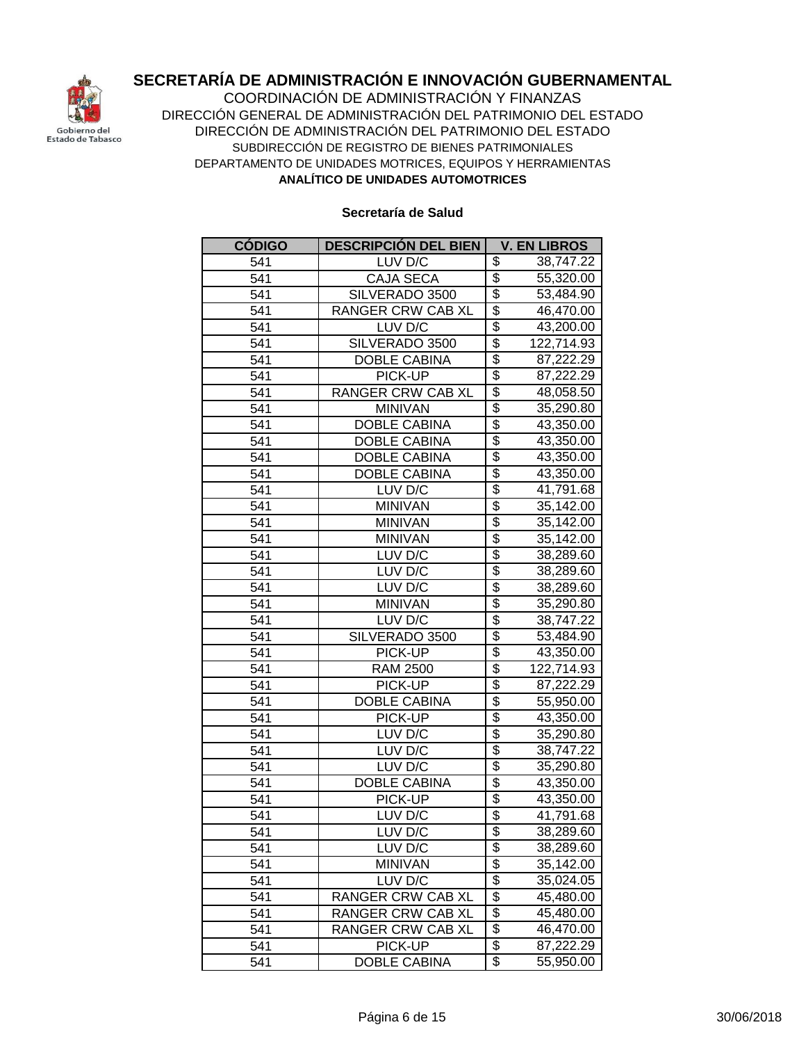**SECRETARÍA DE ADMINISTRACIÓN E INNOVACIÓN GUBERNAMENTAL**

COORDINACIÓN DE ADMINISTRACIÓN Y FINANZAS

DIRECCIÓN GENERAL DE ADMINISTRACIÓN DEL PATRIMONIO DEL ESTADO

DIRECCIÓN DE ADMINISTRACIÓN DEL PATRIMONIO DEL ESTADO

SUBDIRECCIÓN DE REGISTRO DE BIENES PATRIMONIALES

DEPARTAMENTO DE UNIDADES MOTRICES, EQUIPOS Y HERRAMIENTAS

**ANALÍTICO DE UNIDADES AUTOMOTRICES**

**Secretaría de Salud**

| CÓDIGO | DESCRIPCIÓN DEL BIEN | V. EN LIBROS |
|---|---|---|
| 541 | LUV D/C | $ 38,747.22 |
| 541 | CAJA SECA | $ 55,320.00 |
| 541 | SILVERADO 3500 | $ 53,484.90 |
| 541 | RANGER CRW CAB XL | $ 46,470.00 |
| 541 | LUV D/C | $ 43,200.00 |
| 541 | SILVERADO 3500 | $ 122,714.93 |
| 541 | DOBLE CABINA | $ 87,222.29 |
| 541 | PICK-UP | $ 87,222.29 |
| 541 | RANGER CRW CAB XL | $ 48,058.50 |
| 541 | MINIVAN | $ 35,290.80 |
| 541 | DOBLE CABINA | $ 43,350.00 |
| 541 | DOBLE CABINA | $ 43,350.00 |
| 541 | DOBLE CABINA | $ 43,350.00 |
| 541 | DOBLE CABINA | $ 43,350.00 |
| 541 | LUV D/C | $ 41,791.68 |
| 541 | MINIVAN | $ 35,142.00 |
| 541 | MINIVAN | $ 35,142.00 |
| 541 | MINIVAN | $ 35,142.00 |
| 541 | LUV D/C | $ 38,289.60 |
| 541 | LUV D/C | $ 38,289.60 |
| 541 | LUV D/C | $ 38,289.60 |
| 541 | MINIVAN | $ 35,290.80 |
| 541 | LUV D/C | $ 38,747.22 |
| 541 | SILVERADO 3500 | $ 53,484.90 |
| 541 | PICK-UP | $ 43,350.00 |
| 541 | RAM 2500 | $ 122,714.93 |
| 541 | PICK-UP | $ 87,222.29 |
| 541 | DOBLE CABINA | $ 55,950.00 |
| 541 | PICK-UP | $ 43,350.00 |
| 541 | LUV D/C | $ 35,290.80 |
| 541 | LUV D/C | $ 38,747.22 |
| 541 | LUV D/C | $ 35,290.80 |
| 541 | DOBLE CABINA | $ 43,350.00 |
| 541 | PICK-UP | $ 43,350.00 |
| 541 | LUV D/C | $ 41,791.68 |
| 541 | LUV D/C | $ 38,289.60 |
| 541 | LUV D/C | $ 38,289.60 |
| 541 | MINIVAN | $ 35,142.00 |
| 541 | LUV D/C | $ 35,024.05 |
| 541 | RANGER CRW CAB XL | $ 45,480.00 |
| 541 | RANGER CRW CAB XL | $ 45,480.00 |
| 541 | RANGER CRW CAB XL | $ 46,470.00 |
| 541 | PICK-UP | $ 87,222.29 |
| 541 | DOBLE CABINA | $ 55,950.00 |

30/06/2018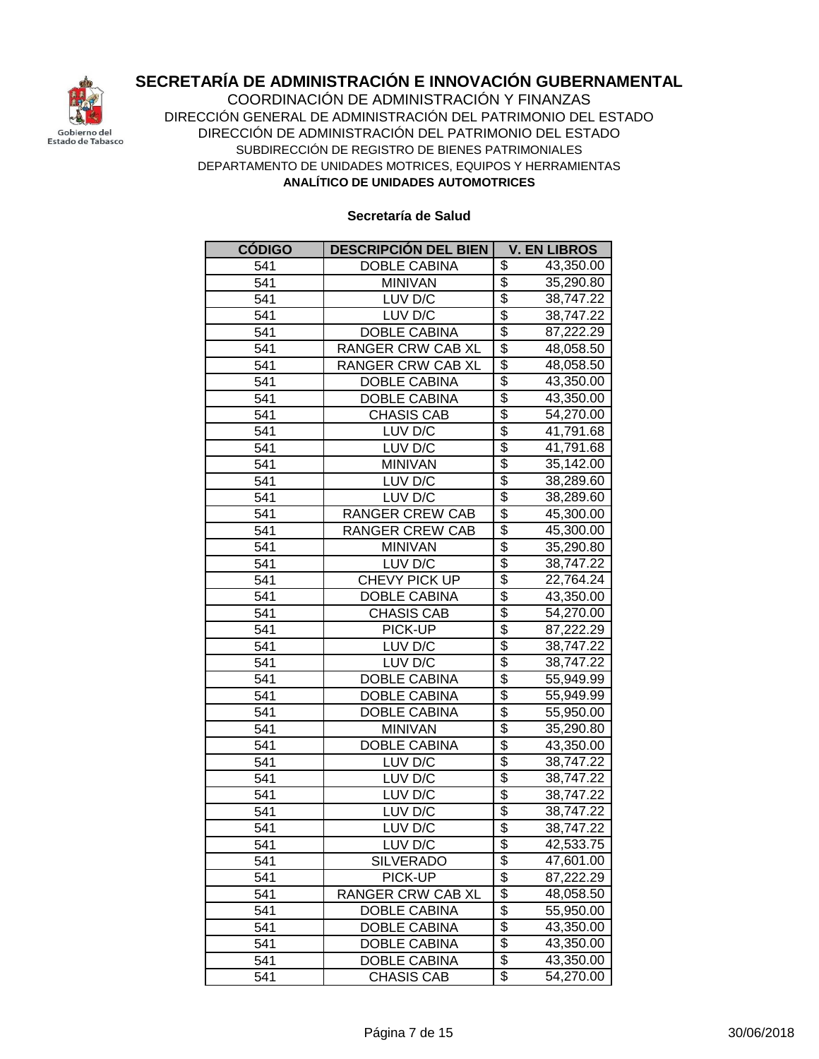# SECRETARÍA DE ADMINISTRACIÓN E INNOVACIÓN GUBERNAMENTAL

COORDINACIÓN DE ADMINISTRACIÓN Y FINANZAS
DIRECCIÓN GENERAL DE ADMINISTRACIÓN DEL PATRIMONIO DEL ESTADO
DIRECCIÓN DE ADMINISTRACIÓN DEL PATRIMONIO DEL ESTADO
SUBDIRECCIÓN DE REGISTRO DE BIENES PATRIMONIALES
DEPARTAMENTO DE UNIDADES MOTRICES, EQUIPOS Y HERRAMIENTAS

**ANALÍTICO DE UNIDADES AUTOMOTRICES**

**Secretaría de Salud**

| CÓDIGO | DESCRIPCIÓN DEL BIEN | V. EN LIBROS |
|---|---|---|
| 541 | DOBLE CABINA | $ 43,350.00 |
| 541 | MINIVAN | $ 35,290.80 |
| 541 | LUV D/C | $ 38,747.22 |
| 541 | LUV D/C | $ 38,747.22 |
| 541 | DOBLE CABINA | $ 87,222.29 |
| 541 | RANGER CRW CAB XL | $ 48,058.50 |
| 541 | RANGER CRW CAB XL | $ 48,058.50 |
| 541 | DOBLE CABINA | $ 43,350.00 |
| 541 | DOBLE CABINA | $ 43,350.00 |
| 541 | CHASIS CAB | $ 54,270.00 |
| 541 | LUV D/C | $ 41,791.68 |
| 541 | LUV D/C | $ 41,791.68 |
| 541 | MINIVAN | $ 35,142.00 |
| 541 | LUV D/C | $ 38,289.60 |
| 541 | LUV D/C | $ 38,289.60 |
| 541 | RANGER CREW CAB | $ 45,300.00 |
| 541 | RANGER CREW CAB | $ 45,300.00 |
| 541 | MINIVAN | $ 35,290.80 |
| 541 | LUV D/C | $ 38,747.22 |
| 541 | CHEVY PICK UP | $ 22,764.24 |
| 541 | DOBLE CABINA | $ 43,350.00 |
| 541 | CHASIS CAB | $ 54,270.00 |
| 541 | PICK-UP | $ 87,222.29 |
| 541 | LUV D/C | $ 38,747.22 |
| 541 | LUV D/C | $ 38,747.22 |
| 541 | DOBLE CABINA | $ 55,949.99 |
| 541 | DOBLE CABINA | $ 55,949.99 |
| 541 | DOBLE CABINA | $ 55,950.00 |
| 541 | MINIVAN | $ 35,290.80 |
| 541 | DOBLE CABINA | $ 43,350.00 |
| 541 | LUV D/C | $ 38,747.22 |
| 541 | LUV D/C | $ 38,747.22 |
| 541 | LUV D/C | $ 38,747.22 |
| 541 | LUV D/C | $ 38,747.22 |
| 541 | LUV D/C | $ 38,747.22 |
| 541 | LUV D/C | $ 42,533.75 |
| 541 | SILVERADO | $ 47,601.00 |
| 541 | PICK-UP | $ 87,222.29 |
| 541 | RANGER CRW CAB XL | $ 48,058.50 |
| 541 | DOBLE CABINA | $ 55,950.00 |
| 541 | DOBLE CABINA | $ 43,350.00 |
| 541 | DOBLE CABINA | $ 43,350.00 |
| 541 | DOBLE CABINA | $ 43,350.00 |
| 541 | CHASIS CAB | $ 54,270.00 |

30/06/2018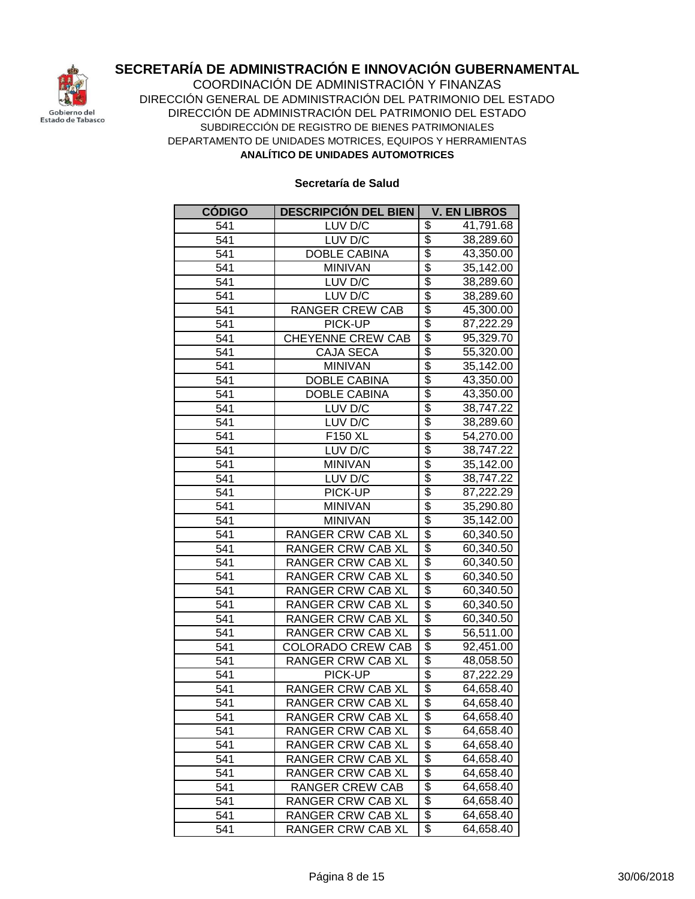# SECRETARÍA DE ADMINISTRACIÓN E INNOVACIÓN GUBERNAMENTAL

COORDINACIÓN DE ADMINISTRACIÓN Y FINANZAS
DIRECCIÓN GENERAL DE ADMINISTRACIÓN DEL PATRIMONIO DEL ESTADO
DIRECCIÓN DE ADMINISTRACIÓN DEL PATRIMONIO DEL ESTADO
SUBDIRECCIÓN DE REGISTRO DE BIENES PATRIMONIALES
DEPARTAMENTO DE UNIDADES MOTRICES, EQUIPOS Y HERRAMIENTAS

**ANALÍTICO DE UNIDADES AUTOMOTRICES**

**Secretaría de Salud**

| CÓDIGO | DESCRIPCIÓN DEL BIEN | V. EN LIBROS |
|---|---|---|
| 541 | LUV D/C | $ 41,791.68 |
| 541 | LUV D/C | $ 38,289.60 |
| 541 | DOBLE CABINA | $ 43,350.00 |
| 541 | MINIVAN | $ 35,142.00 |
| 541 | LUV D/C | $ 38,289.60 |
| 541 | LUV D/C | $ 38,289.60 |
| 541 | RANGER CREW CAB | $ 45,300.00 |
| 541 | PICK-UP | $ 87,222.29 |
| 541 | CHEYENNE CREW CAB | $ 95,329.70 |
| 541 | CAJA SECA | $ 55,320.00 |
| 541 | MINIVAN | $ 35,142.00 |
| 541 | DOBLE CABINA | $ 43,350.00 |
| 541 | DOBLE CABINA | $ 43,350.00 |
| 541 | LUV D/C | $ 38,747.22 |
| 541 | LUV D/C | $ 38,289.60 |
| 541 | F150 XL | $ 54,270.00 |
| 541 | LUV D/C | $ 38,747.22 |
| 541 | MINIVAN | $ 35,142.00 |
| 541 | LUV D/C | $ 38,747.22 |
| 541 | PICK-UP | $ 87,222.29 |
| 541 | MINIVAN | $ 35,290.80 |
| 541 | MINIVAN | $ 35,142.00 |
| 541 | RANGER CRW CAB XL | $ 60,340.50 |
| 541 | RANGER CRW CAB XL | $ 60,340.50 |
| 541 | RANGER CRW CAB XL | $ 60,340.50 |
| 541 | RANGER CRW CAB XL | $ 60,340.50 |
| 541 | RANGER CRW CAB XL | $ 60,340.50 |
| 541 | RANGER CRW CAB XL | $ 60,340.50 |
| 541 | RANGER CRW CAB XL | $ 60,340.50 |
| 541 | RANGER CRW CAB XL | $ 56,511.00 |
| 541 | COLORADO CREW CAB | $ 92,451.00 |
| 541 | RANGER CRW CAB XL | $ 48,058.50 |
| 541 | PICK-UP | $ 87,222.29 |
| 541 | RANGER CRW CAB XL | $ 64,658.40 |
| 541 | RANGER CRW CAB XL | $ 64,658.40 |
| 541 | RANGER CRW CAB XL | $ 64,658.40 |
| 541 | RANGER CRW CAB XL | $ 64,658.40 |
| 541 | RANGER CRW CAB XL | $ 64,658.40 |
| 541 | RANGER CRW CAB XL | $ 64,658.40 |
| 541 | RANGER CRW CAB XL | $ 64,658.40 |
| 541 | RANGER CREW CAB | $ 64,658.40 |
| 541 | RANGER CRW CAB XL | $ 64,658.40 |
| 541 | RANGER CRW CAB XL | $ 64,658.40 |
| 541 | RANGER CRW CAB XL | $ 64,658.40 |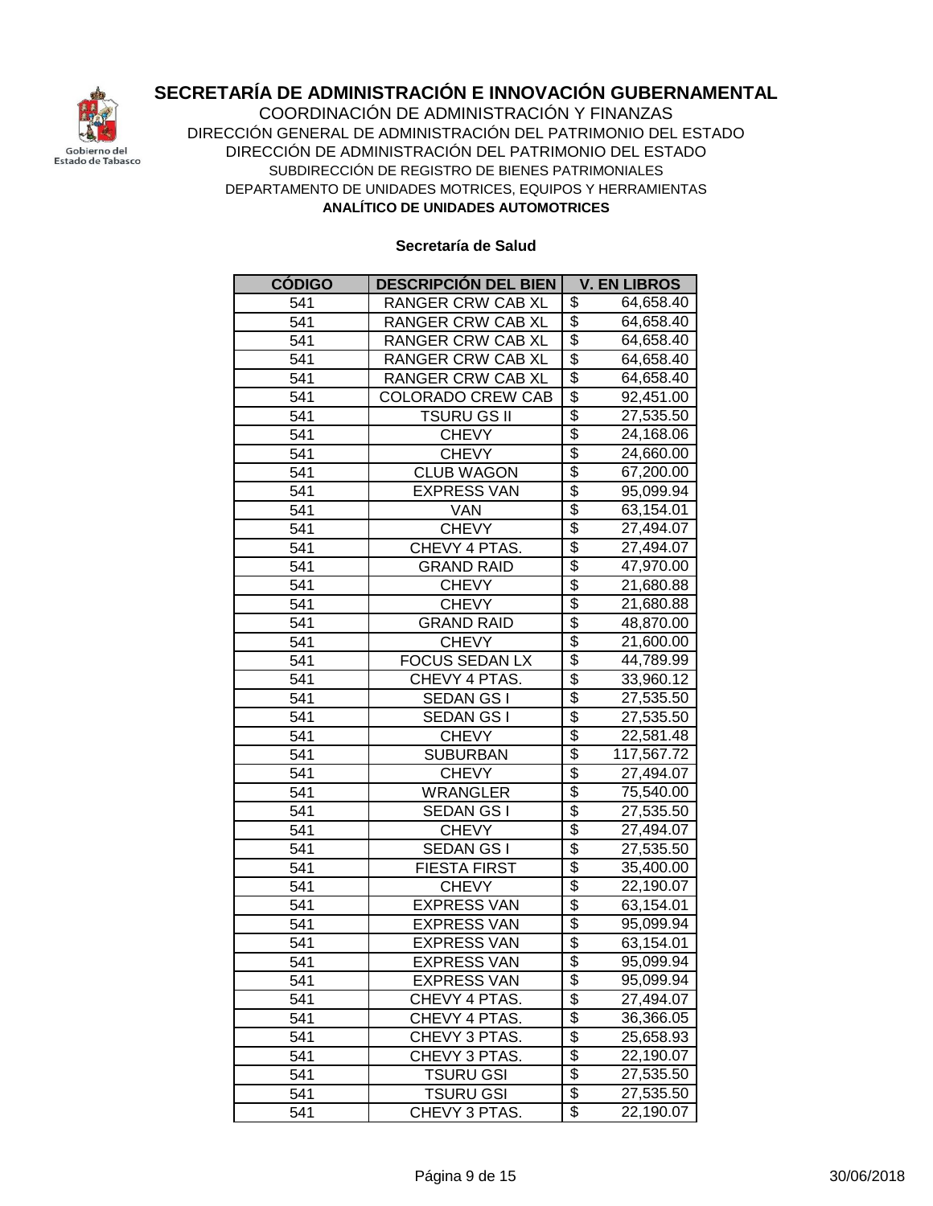# SECRETARÍA DE ADMINISTRACIÓN E INNOVACIÓN GUBERNAMENTAL

COORDINACIÓN DE ADMINISTRACIÓN Y FINANZAS
DIRECCIÓN GENERAL DE ADMINISTRACIÓN DEL PATRIMONIO DEL ESTADO
DIRECCIÓN DE ADMINISTRACIÓN DEL PATRIMONIO DEL ESTADO
SUBDIRECCIÓN DE REGISTRO DE BIENES PATRIMONIALES
DEPARTAMENTO DE UNIDADES MOTRICES, EQUIPOS Y HERRAMIENTAS

**ANALÍTICO DE UNIDADES AUTOMOTRICES**

**Secretaría de Salud**

| CÓDIGO | DESCRIPCIÓN DEL BIEN | V. EN LIBROS |
|---|---|---|
| 541 | RANGER CRW CAB XL | $ 64,658.40 |
| 541 | RANGER CRW CAB XL | $ 64,658.40 |
| 541 | RANGER CRW CAB XL | $ 64,658.40 |
| 541 | RANGER CRW CAB XL | $ 64,658.40 |
| 541 | RANGER CRW CAB XL | $ 64,658.40 |
| 541 | COLORADO CREW CAB | $ 92,451.00 |
| 541 | TSURU GS II | $ 27,535.50 |
| 541 | CHEVY | $ 24,168.06 |
| 541 | CHEVY | $ 24,660.00 |
| 541 | CLUB WAGON | $ 67,200.00 |
| 541 | EXPRESS VAN | $ 95,099.94 |
| 541 | VAN | $ 63,154.01 |
| 541 | CHEVY | $ 27,494.07 |
| 541 | CHEVY 4 PTAS. | $ 27,494.07 |
| 541 | GRAND RAID | $ 47,970.00 |
| 541 | CHEVY | $ 21,680.88 |
| 541 | CHEVY | $ 21,680.88 |
| 541 | GRAND RAID | $ 48,870.00 |
| 541 | CHEVY | $ 21,600.00 |
| 541 | FOCUS SEDAN LX | $ 44,789.99 |
| 541 | CHEVY 4 PTAS. | $ 33,960.12 |
| 541 | SEDAN GS I | $ 27,535.50 |
| 541 | SEDAN GS I | $ 27,535.50 |
| 541 | CHEVY | $ 22,581.48 |
| 541 | SUBURBAN | $ 117,567.72 |
| 541 | CHEVY | $ 27,494.07 |
| 541 | WRANGLER | $ 75,540.00 |
| 541 | SEDAN GS I | $ 27,535.50 |
| 541 | CHEVY | $ 27,494.07 |
| 541 | SEDAN GS I | $ 27,535.50 |
| 541 | FIESTA FIRST | $ 35,400.00 |
| 541 | CHEVY | $ 22,190.07 |
| 541 | EXPRESS VAN | $ 63,154.01 |
| 541 | EXPRESS VAN | $ 95,099.94 |
| 541 | EXPRESS VAN | $ 63,154.01 |
| 541 | EXPRESS VAN | $ 95,099.94 |
| 541 | EXPRESS VAN | $ 95,099.94 |
| 541 | CHEVY 4 PTAS. | $ 27,494.07 |
| 541 | CHEVY 4 PTAS. | $ 36,366.05 |
| 541 | CHEVY 3 PTAS. | $ 25,658.93 |
| 541 | CHEVY 3 PTAS. | $ 22,190.07 |
| 541 | TSURU GSI | $ 27,535.50 |
| 541 | TSURU GSI | $ 27,535.50 |
| 541 | CHEVY 3 PTAS. | $ 22,190.07 |

30/06/2018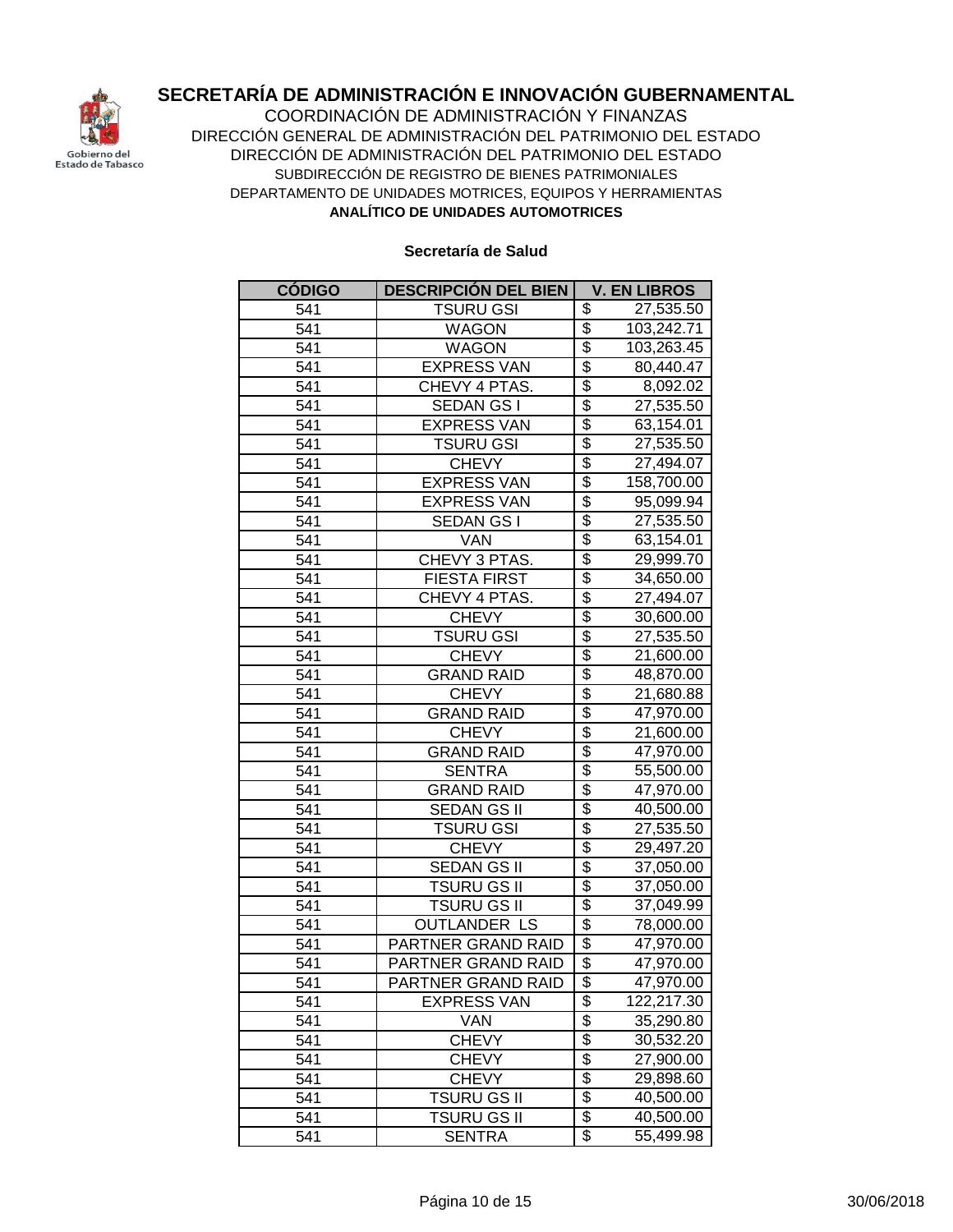# SECRETARÍA DE ADMINISTRACIÓN E INNOVACIÓN GUBERNAMENTAL

COORDINACIÓN DE ADMINISTRACIÓN Y FINANZAS
DIRECCIÓN GENERAL DE ADMINISTRACIÓN DEL PATRIMONIO DEL ESTADO
DIRECCIÓN DE ADMINISTRACIÓN DEL PATRIMONIO DEL ESTADO
SUBDIRECCIÓN DE REGISTRO DE BIENES PATRIMONIALES
DEPARTAMENTO DE UNIDADES MOTRICES, EQUIPOS Y HERRAMIENTAS
**ANALÍTICO DE UNIDADES AUTOMOTRICES**

**Secretaría de Salud**

| CÓDIGO | DESCRIPCIÓN DEL BIEN | V. EN LIBROS |
|---|---|---|
| 541 | TSURU GSI | $ 27,535.50 |
| 541 | WAGON | $ 103,242.71 |
| 541 | WAGON | $ 103,263.45 |
| 541 | EXPRESS VAN | $ 80,440.47 |
| 541 | CHEVY 4 PTAS. | $ 8,092.02 |
| 541 | SEDAN GS I | $ 27,535.50 |
| 541 | EXPRESS VAN | $ 63,154.01 |
| 541 | TSURU GSI | $ 27,535.50 |
| 541 | CHEVY | $ 27,494.07 |
| 541 | EXPRESS VAN | $ 158,700.00 |
| 541 | EXPRESS VAN | $ 95,099.94 |
| 541 | SEDAN GS I | $ 27,535.50 |
| 541 | VAN | $ 63,154.01 |
| 541 | CHEVY 3 PTAS. | $ 29,999.70 |
| 541 | FIESTA FIRST | $ 34,650.00 |
| 541 | CHEVY 4 PTAS. | $ 27,494.07 |
| 541 | CHEVY | $ 30,600.00 |
| 541 | TSURU GSI | $ 27,535.50 |
| 541 | CHEVY | $ 21,600.00 |
| 541 | GRAND RAID | $ 48,870.00 |
| 541 | CHEVY | $ 21,680.88 |
| 541 | GRAND RAID | $ 47,970.00 |
| 541 | CHEVY | $ 21,600.00 |
| 541 | GRAND RAID | $ 47,970.00 |
| 541 | SENTRA | $ 55,500.00 |
| 541 | GRAND RAID | $ 47,970.00 |
| 541 | SEDAN GS II | $ 40,500.00 |
| 541 | TSURU GSI | $ 27,535.50 |
| 541 | CHEVY | $ 29,497.20 |
| 541 | SEDAN GS II | $ 37,050.00 |
| 541 | TSURU GS II | $ 37,050.00 |
| 541 | TSURU GS II | $ 37,049.99 |
| 541 | OUTLANDER LS | $ 78,000.00 |
| 541 | PARTNER GRAND RAID | $ 47,970.00 |
| 541 | PARTNER GRAND RAID | $ 47,970.00 |
| 541 | PARTNER GRAND RAID | $ 47,970.00 |
| 541 | EXPRESS VAN | $ 122,217.30 |
| 541 | VAN | $ 35,290.80 |
| 541 | CHEVY | $ 30,532.20 |
| 541 | CHEVY | $ 27,900.00 |
| 541 | CHEVY | $ 29,898.60 |
| 541 | TSURU GS II | $ 40,500.00 |
| 541 | TSURU GS II | $ 40,500.00 |
| 541 | SENTRA | $ 55,499.98 |

30/06/2018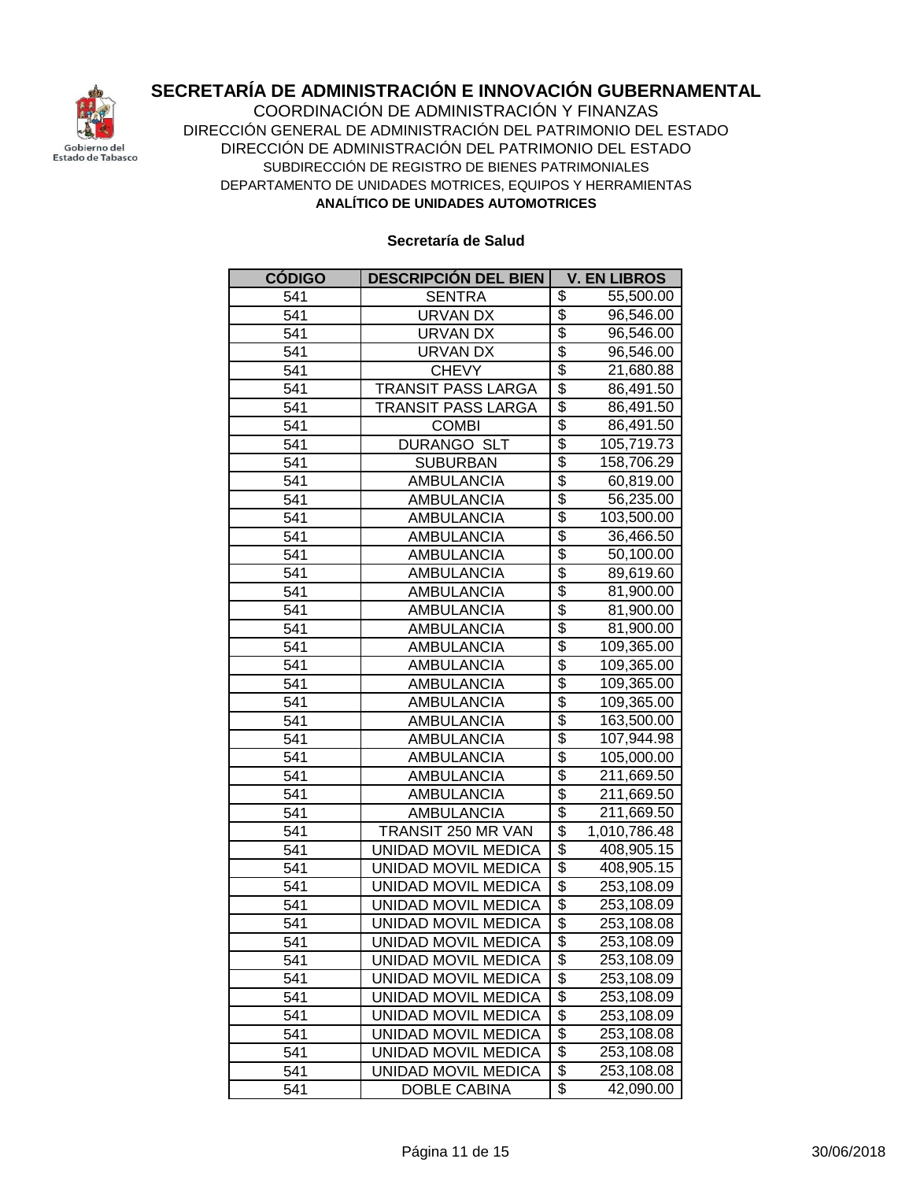# SECRETARÍA DE ADMINISTRACIÓN E INNOVACIÓN GUBERNAMENTAL

COORDINACIÓN DE ADMINISTRACIÓN Y FINANZAS
DIRECCIÓN GENERAL DE ADMINISTRACIÓN DEL PATRIMONIO DEL ESTADO
DIRECCIÓN DE ADMINISTRACIÓN DEL PATRIMONIO DEL ESTADO
SUBDIRECCIÓN DE REGISTRO DE BIENES PATRIMONIALES
DEPARTAMENTO DE UNIDADES MOTRICES, EQUIPOS Y HERRAMIENTAS
**ANALÍTICO DE UNIDADES AUTOMOTRICES**

**Secretaría de Salud**

| CÓDIGO | DESCRIPCIÓN DEL BIEN | V. EN LIBROS |
|---|---|---|
| 541 | SENTRA | $ 55,500.00 |
| 541 | URVAN DX | $ 96,546.00 |
| 541 | URVAN DX | $ 96,546.00 |
| 541 | URVAN DX | $ 96,546.00 |
| 541 | CHEVY | $ 21,680.88 |
| 541 | TRANSIT PASS LARGA | $ 86,491.50 |
| 541 | TRANSIT PASS LARGA | $ 86,491.50 |
| 541 | COMBI | $ 86,491.50 |
| 541 | DURANGO SLT | $ 105,719.73 |
| 541 | SUBURBAN | $ 158,706.29 |
| 541 | AMBULANCIA | $ 60,819.00 |
| 541 | AMBULANCIA | $ 56,235.00 |
| 541 | AMBULANCIA | $ 103,500.00 |
| 541 | AMBULANCIA | $ 36,466.50 |
| 541 | AMBULANCIA | $ 50,100.00 |
| 541 | AMBULANCIA | $ 89,619.60 |
| 541 | AMBULANCIA | $ 81,900.00 |
| 541 | AMBULANCIA | $ 81,900.00 |
| 541 | AMBULANCIA | $ 81,900.00 |
| 541 | AMBULANCIA | $ 109,365.00 |
| 541 | AMBULANCIA | $ 109,365.00 |
| 541 | AMBULANCIA | $ 109,365.00 |
| 541 | AMBULANCIA | $ 109,365.00 |
| 541 | AMBULANCIA | $ 163,500.00 |
| 541 | AMBULANCIA | $ 107,944.98 |
| 541 | AMBULANCIA | $ 105,000.00 |
| 541 | AMBULANCIA | $ 211,669.50 |
| 541 | AMBULANCIA | $ 211,669.50 |
| 541 | AMBULANCIA | $ 211,669.50 |
| 541 | TRANSIT 250 MR VAN | $ 1,010,786.48 |
| 541 | UNIDAD MOVIL MEDICA | $ 408,905.15 |
| 541 | UNIDAD MOVIL MEDICA | $ 408,905.15 |
| 541 | UNIDAD MOVIL MEDICA | $ 253,108.09 |
| 541 | UNIDAD MOVIL MEDICA | $ 253,108.09 |
| 541 | UNIDAD MOVIL MEDICA | $ 253,108.08 |
| 541 | UNIDAD MOVIL MEDICA | $ 253,108.09 |
| 541 | UNIDAD MOVIL MEDICA | $ 253,108.09 |
| 541 | UNIDAD MOVIL MEDICA | $ 253,108.09 |
| 541 | UNIDAD MOVIL MEDICA | $ 253,108.09 |
| 541 | UNIDAD MOVIL MEDICA | $ 253,108.09 |
| 541 | UNIDAD MOVIL MEDICA | $ 253,108.08 |
| 541 | UNIDAD MOVIL MEDICA | $ 253,108.08 |
| 541 | UNIDAD MOVIL MEDICA | $ 253,108.08 |
| 541 | DOBLE CABINA | $ 42,090.00 |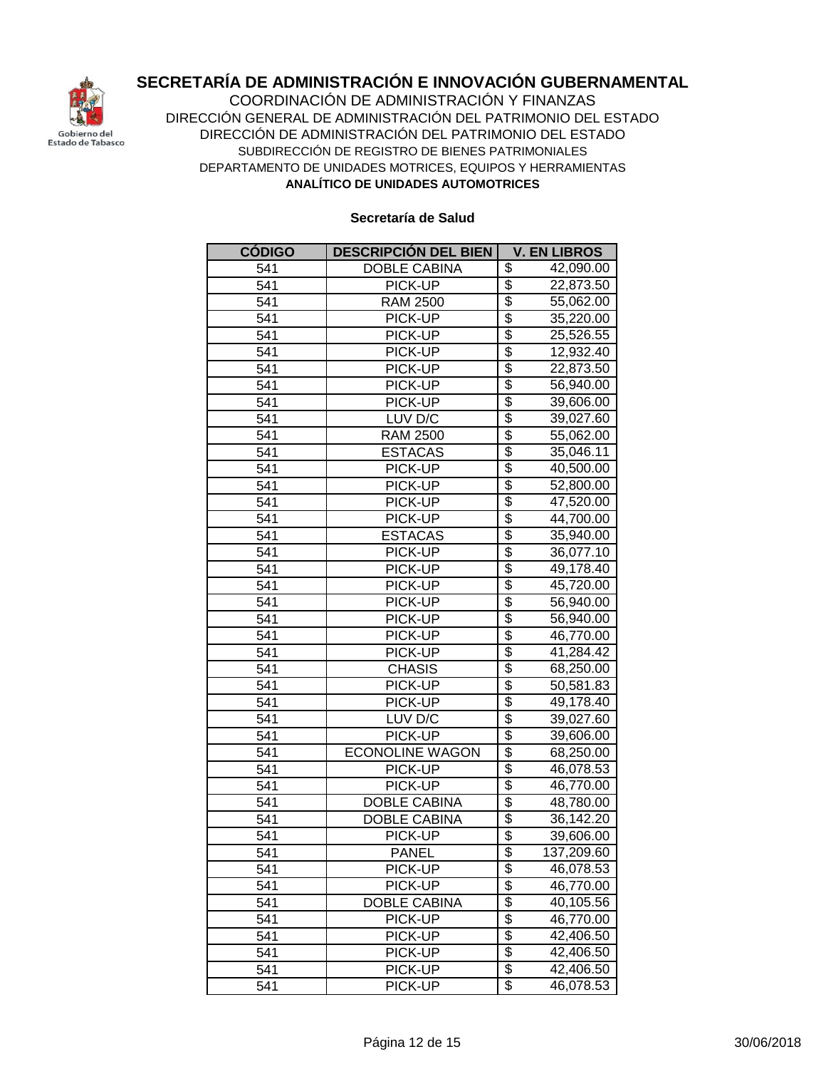# SECRETARÍA DE ADMINISTRACIÓN E INNOVACIÓN GUBERNAMENTAL

COORDINACIÓN DE ADMINISTRACIÓN Y FINANZAS
DIRECCIÓN GENERAL DE ADMINISTRACIÓN DEL PATRIMONIO DEL ESTADO
DIRECCIÓN DE ADMINISTRACIÓN DEL PATRIMONIO DEL ESTADO
SUBDIRECCIÓN DE REGISTRO DE BIENES PATRIMONIALES
DEPARTAMENTO DE UNIDADES MOTRICES, EQUIPOS Y HERRAMIENTAS

**ANALÍTICO DE UNIDADES AUTOMOTRICES**

**Secretaría de Salud**

| CÓDIGO | DESCRIPCIÓN DEL BIEN | V. EN LIBROS |
|---|---|---|
| 541 | DOBLE CABINA | $ 42,090.00 |
| 541 | PICK-UP | $ 22,873.50 |
| 541 | RAM 2500 | $ 55,062.00 |
| 541 | PICK-UP | $ 35,220.00 |
| 541 | PICK-UP | $ 25,526.55 |
| 541 | PICK-UP | $ 12,932.40 |
| 541 | PICK-UP | $ 22,873.50 |
| 541 | PICK-UP | $ 56,940.00 |
| 541 | PICK-UP | $ 39,606.00 |
| 541 | LUV D/C | $ 39,027.60 |
| 541 | RAM 2500 | $ 55,062.00 |
| 541 | ESTACAS | $ 35,046.11 |
| 541 | PICK-UP | $ 40,500.00 |
| 541 | PICK-UP | $ 52,800.00 |
| 541 | PICK-UP | $ 47,520.00 |
| 541 | PICK-UP | $ 44,700.00 |
| 541 | ESTACAS | $ 35,940.00 |
| 541 | PICK-UP | $ 36,077.10 |
| 541 | PICK-UP | $ 49,178.40 |
| 541 | PICK-UP | $ 45,720.00 |
| 541 | PICK-UP | $ 56,940.00 |
| 541 | PICK-UP | $ 56,940.00 |
| 541 | PICK-UP | $ 46,770.00 |
| 541 | PICK-UP | $ 41,284.42 |
| 541 | CHASIS | $ 68,250.00 |
| 541 | PICK-UP | $ 50,581.83 |
| 541 | PICK-UP | $ 49,178.40 |
| 541 | LUV D/C | $ 39,027.60 |
| 541 | PICK-UP | $ 39,606.00 |
| 541 | ECONOLINE WAGON | $ 68,250.00 |
| 541 | PICK-UP | $ 46,078.53 |
| 541 | PICK-UP | $ 46,770.00 |
| 541 | DOBLE CABINA | $ 48,780.00 |
| 541 | DOBLE CABINA | $ 36,142.20 |
| 541 | PICK-UP | $ 39,606.00 |
| 541 | PANEL | $ 137,209.60 |
| 541 | PICK-UP | $ 46,078.53 |
| 541 | PICK-UP | $ 46,770.00 |
| 541 | DOBLE CABINA | $ 40,105.56 |
| 541 | PICK-UP | $ 46,770.00 |
| 541 | PICK-UP | $ 42,406.50 |
| 541 | PICK-UP | $ 42,406.50 |
| 541 | PICK-UP | $ 42,406.50 |
| 541 | PICK-UP | $ 46,078.53 |

30/06/2018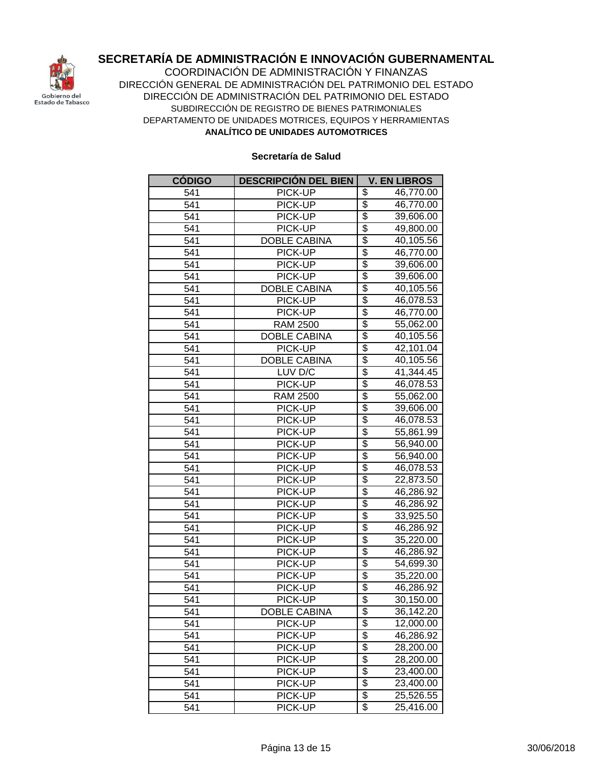# SECRETARÍA DE ADMINISTRACIÓN E INNOVACIÓN GUBERNAMENTAL

COORDINACIÓN DE ADMINISTRACIÓN Y FINANZAS
DIRECCIÓN GENERAL DE ADMINISTRACIÓN DEL PATRIMONIO DEL ESTADO
DIRECCIÓN DE ADMINISTRACIÓN DEL PATRIMONIO DEL ESTADO
SUBDIRECCIÓN DE REGISTRO DE BIENES PATRIMONIALES
DEPARTAMENTO DE UNIDADES MOTRICES, EQUIPOS Y HERRAMIENTAS

**ANALÍTICO DE UNIDADES AUTOMOTRICES**

**Secretaría de Salud**

| CÓDIGO | DESCRIPCIÓN DEL BIEN | V. EN LIBROS |
|---|---|---|
| 541 | PICK-UP | $ 46,770.00 |
| 541 | PICK-UP | $ 46,770.00 |
| 541 | PICK-UP | $ 39,606.00 |
| 541 | PICK-UP | $ 49,800.00 |
| 541 | DOBLE CABINA | $ 40,105.56 |
| 541 | PICK-UP | $ 46,770.00 |
| 541 | PICK-UP | $ 39,606.00 |
| 541 | PICK-UP | $ 39,606.00 |
| 541 | DOBLE CABINA | $ 40,105.56 |
| 541 | PICK-UP | $ 46,078.53 |
| 541 | PICK-UP | $ 46,770.00 |
| 541 | RAM 2500 | $ 55,062.00 |
| 541 | DOBLE CABINA | $ 40,105.56 |
| 541 | PICK-UP | $ 42,101.04 |
| 541 | DOBLE CABINA | $ 40,105.56 |
| 541 | LUV D/C | $ 41,344.45 |
| 541 | PICK-UP | $ 46,078.53 |
| 541 | RAM 2500 | $ 55,062.00 |
| 541 | PICK-UP | $ 39,606.00 |
| 541 | PICK-UP | $ 46,078.53 |
| 541 | PICK-UP | $ 55,861.99 |
| 541 | PICK-UP | $ 56,940.00 |
| 541 | PICK-UP | $ 56,940.00 |
| 541 | PICK-UP | $ 46,078.53 |
| 541 | PICK-UP | $ 22,873.50 |
| 541 | PICK-UP | $ 46,286.92 |
| 541 | PICK-UP | $ 46,286.92 |
| 541 | PICK-UP | $ 33,925.50 |
| 541 | PICK-UP | $ 46,286.92 |
| 541 | PICK-UP | $ 35,220.00 |
| 541 | PICK-UP | $ 46,286.92 |
| 541 | PICK-UP | $ 54,699.30 |
| 541 | PICK-UP | $ 35,220.00 |
| 541 | PICK-UP | $ 46,286.92 |
| 541 | PICK-UP | $ 30,150.00 |
| 541 | DOBLE CABINA | $ 36,142.20 |
| 541 | PICK-UP | $ 12,000.00 |
| 541 | PICK-UP | $ 46,286.92 |
| 541 | PICK-UP | $ 28,200.00 |
| 541 | PICK-UP | $ 28,200.00 |
| 541 | PICK-UP | $ 23,400.00 |
| 541 | PICK-UP | $ 23,400.00 |
| 541 | PICK-UP | $ 25,526.55 |
| 541 | PICK-UP | $ 25,416.00 |

30/06/2018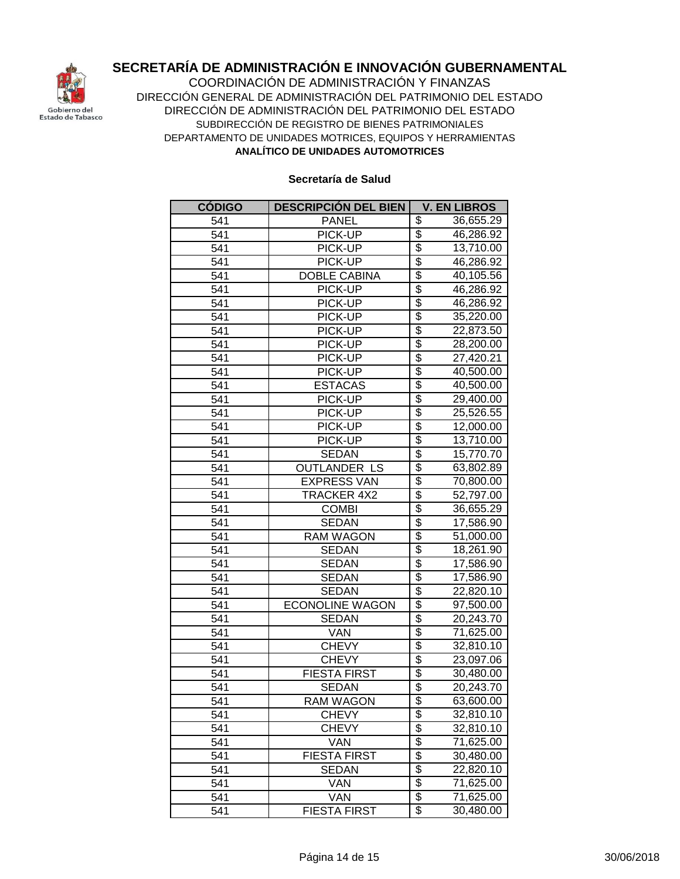# SECRETARÍA DE ADMINISTRACIÓN E INNOVACIÓN GUBERNAMENTAL

COORDINACIÓN DE ADMINISTRACIÓN Y FINANZAS

DIRECCIÓN GENERAL DE ADMINISTRACIÓN DEL PATRIMONIO DEL ESTADO

DIRECCIÓN DE ADMINISTRACIÓN DEL PATRIMONIO DEL ESTADO

SUBDIRECCIÓN DE REGISTRO DE BIENES PATRIMONIALES

DEPARTAMENTO DE UNIDADES MOTRICES, EQUIPOS Y HERRAMIENTAS

**ANALÍTICO DE UNIDADES AUTOMOTRICES**

**Secretaría de Salud**

| CÓDIGO | DESCRIPCIÓN DEL BIEN | V. EN LIBROS |
|---|---|---|
| 541 | PANEL | $ 36,655.29 |
| 541 | PICK-UP | $ 46,286.92 |
| 541 | PICK-UP | $ 13,710.00 |
| 541 | PICK-UP | $ 46,286.92 |
| 541 | DOBLE CABINA | $ 40,105.56 |
| 541 | PICK-UP | $ 46,286.92 |
| 541 | PICK-UP | $ 46,286.92 |
| 541 | PICK-UP | $ 35,220.00 |
| 541 | PICK-UP | $ 22,873.50 |
| 541 | PICK-UP | $ 28,200.00 |
| 541 | PICK-UP | $ 27,420.21 |
| 541 | PICK-UP | $ 40,500.00 |
| 541 | ESTACAS | $ 40,500.00 |
| 541 | PICK-UP | $ 29,400.00 |
| 541 | PICK-UP | $ 25,526.55 |
| 541 | PICK-UP | $ 12,000.00 |
| 541 | PICK-UP | $ 13,710.00 |
| 541 | SEDAN | $ 15,770.70 |
| 541 | OUTLANDER LS | $ 63,802.89 |
| 541 | EXPRESS VAN | $ 70,800.00 |
| 541 | TRACKER 4X2 | $ 52,797.00 |
| 541 | COMBI | $ 36,655.29 |
| 541 | SEDAN | $ 17,586.90 |
| 541 | RAM WAGON | $ 51,000.00 |
| 541 | SEDAN | $ 18,261.90 |
| 541 | SEDAN | $ 17,586.90 |
| 541 | SEDAN | $ 17,586.90 |
| 541 | SEDAN | $ 22,820.10 |
| 541 | ECONOLINE WAGON | $ 97,500.00 |
| 541 | SEDAN | $ 20,243.70 |
| 541 | VAN | $ 71,625.00 |
| 541 | CHEVY | $ 32,810.10 |
| 541 | CHEVY | $ 23,097.06 |
| 541 | FIESTA FIRST | $ 30,480.00 |
| 541 | SEDAN | $ 20,243.70 |
| 541 | RAM WAGON | $ 63,600.00 |
| 541 | CHEVY | $ 32,810.10 |
| 541 | CHEVY | $ 32,810.10 |
| 541 | VAN | $ 71,625.00 |
| 541 | FIESTA FIRST | $ 30,480.00 |
| 541 | SEDAN | $ 22,820.10 |
| 541 | VAN | $ 71,625.00 |
| 541 | VAN | $ 71,625.00 |
| 541 | FIESTA FIRST | $ 30,480.00 |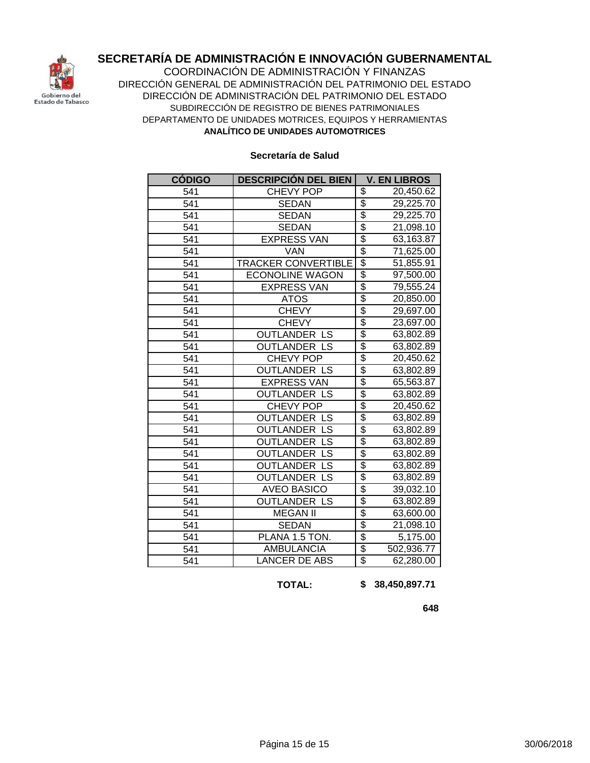# SECRETARÍA DE ADMINISTRACIÓN E INNOVACIÓN GUBERNAMENTAL

COORDINACIÓN DE ADMINISTRACIÓN Y FINANZAS

DIRECCIÓN GENERAL DE ADMINISTRACIÓN DEL PATRIMONIO DEL ESTADO

DIRECCIÓN DE ADMINISTRACIÓN DEL PATRIMONIO DEL ESTADO

SUBDIRECCIÓN DE REGISTRO DE BIENES PATRIMONIALES

DEPARTAMENTO DE UNIDADES MOTRICES, EQUIPOS Y HERRAMIENTAS

**ANALÍTICO DE UNIDADES AUTOMOTRICES**

**Secretaría de Salud**

| CÓDIGO | DESCRIPCIÓN DEL BIEN | V. EN LIBROS |
|---|---|---|
| 541 | CHEVY POP | $ 20,450.62 |
| 541 | SEDAN | $ 29,225.70 |
| 541 | SEDAN | $ 29,225.70 |
| 541 | SEDAN | $ 21,098.10 |
| 541 | EXPRESS VAN | $ 63,163.87 |
| 541 | VAN | $ 71,625.00 |
| 541 | TRACKER CONVERTIBLE | $ 51,855.91 |
| 541 | ECONOLINE WAGON | $ 97,500.00 |
| 541 | EXPRESS VAN | $ 79,555.24 |
| 541 | ATOS | $ 20,850.00 |
| 541 | CHEVY | $ 29,697.00 |
| 541 | CHEVY | $ 23,697.00 |
| 541 | OUTLANDER LS | $ 63,802.89 |
| 541 | OUTLANDER LS | $ 63,802.89 |
| 541 | CHEVY POP | $ 20,450.62 |
| 541 | OUTLANDER LS | $ 63,802.89 |
| 541 | EXPRESS VAN | $ 65,563.87 |
| 541 | OUTLANDER LS | $ 63,802.89 |
| 541 | CHEVY POP | $ 20,450.62 |
| 541 | OUTLANDER LS | $ 63,802.89 |
| 541 | OUTLANDER LS | $ 63,802.89 |
| 541 | OUTLANDER LS | $ 63,802.89 |
| 541 | OUTLANDER LS | $ 63,802.89 |
| 541 | OUTLANDER LS | $ 63,802.89 |
| 541 | OUTLANDER LS | $ 63,802.89 |
| 541 | AVEO BASICO | $ 39,032.10 |
| 541 | OUTLANDER LS | $ 63,802.89 |
| 541 | MEGAN II | $ 63,600.00 |
| 541 | SEDAN | $ 21,098.10 |
| 541 | PLANA 1.5 TON. | $ 5,175.00 |
| 541 | AMBULANCIA | $ 502,936.77 |
| 541 | LANCER DE ABS | $ 62,280.00 |

**TOTAL: $ 38,450,897.71**

**648**